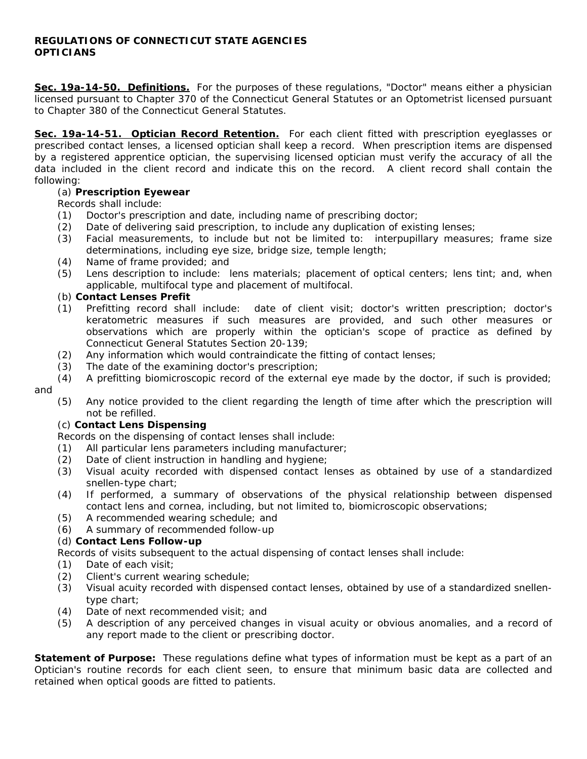**REGULATIONS OF CONNECTICUT STATE AGENCIES**
**OPTICIANS**

**Sec. 19a-14-50. Definitions.** For the purposes of these regulations, "Doctor" means either a physician licensed pursuant to Chapter 370 of the Connecticut General Statutes or an Optometrist licensed pursuant to Chapter 380 of the Connecticut General Statutes.

**Sec. 19a-14-51. Optician Record Retention.** For each client fitted with prescription eyeglasses or prescribed contact lenses, a licensed optician shall keep a record. When prescription items are dispensed by a registered apprentice optician, the supervising licensed optician must verify the accuracy of all the data included in the client record and indicate this on the record. A client record shall contain the following:

(a) **Prescription Eyewear**

Records shall include:

(1) Doctor's prescription and date, including name of prescribing doctor;

(2) Date of delivering said prescription, to include any duplication of existing lenses;

(3) Facial measurements, to include but not be limited to: interpupillary measures; frame size determinations, including eye size, bridge size, temple length;

(4) Name of frame provided; and

(5) Lens description to include: lens materials; placement of optical centers; lens tint; and, when applicable, multifocal type and placement of multifocal.

(b) **Contact Lenses Prefit**

(1) Prefitting record shall include: date of client visit; doctor's written prescription; doctor's keratometric measures if such measures are provided, and such other measures or observations which are properly within the optician's scope of practice as defined by Connecticut General Statutes Section 20-139;

(2) Any information which would contraindicate the fitting of contact lenses;

(3) The date of the examining doctor's prescription;

(4) A prefitting biomicroscopic record of the external eye made by the doctor, if such is provided; and

(5) Any notice provided to the client regarding the length of time after which the prescription will not be refilled.

(c) **Contact Lens Dispensing**

Records on the dispensing of contact lenses shall include:

(1) All particular lens parameters including manufacturer;

(2) Date of client instruction in handling and hygiene;

(3) Visual acuity recorded with dispensed contact lenses as obtained by use of a standardized snellen-type chart;

(4) If performed, a summary of observations of the physical relationship between dispensed contact lens and cornea, including, but not limited to, biomicroscopic observations;

(5) A recommended wearing schedule; and

(6) A summary of recommended follow-up

(d) **Contact Lens Follow-up**

Records of visits subsequent to the actual dispensing of contact lenses shall include:

(1) Date of each visit;

(2) Client's current wearing schedule;

(3) Visual acuity recorded with dispensed contact lenses, obtained by use of a standardized snellen-type chart;

(4) Date of next recommended visit; and

(5) A description of any perceived changes in visual acuity or obvious anomalies, and a record of any report made to the client or prescribing doctor.

**Statement of Purpose:** These regulations define what types of information must be kept as a part of an Optician's routine records for each client seen, to ensure that minimum basic data are collected and retained when optical goods are fitted to patients.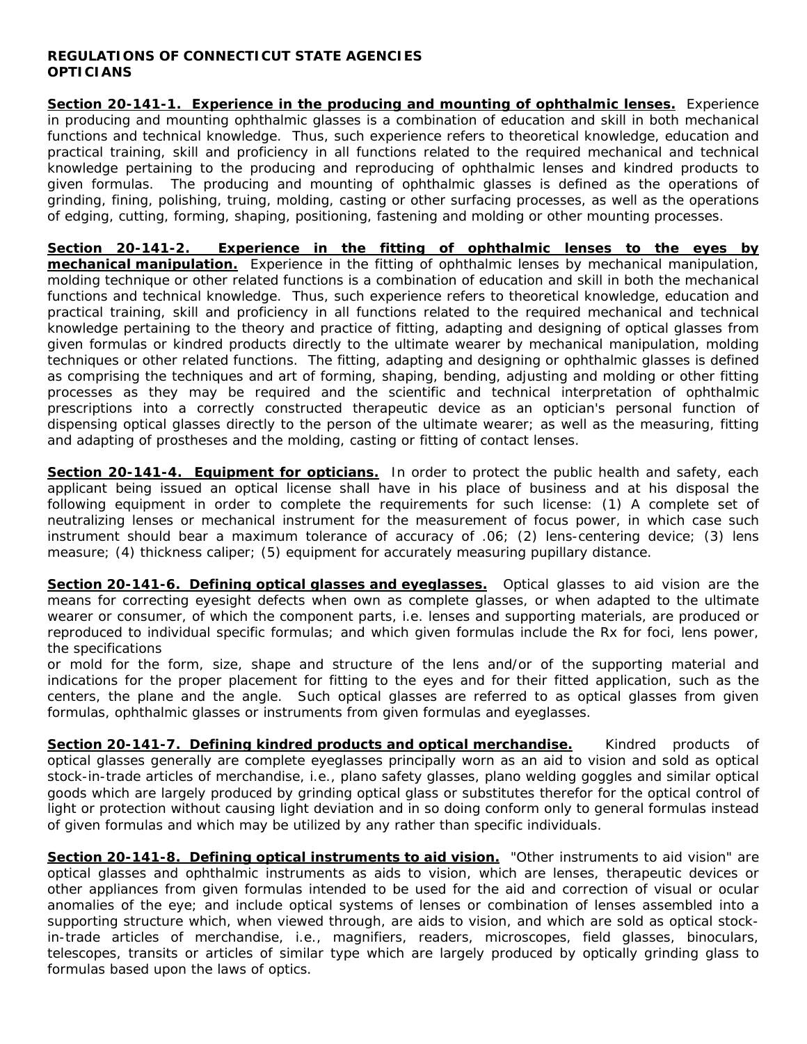**REGULATIONS OF CONNECTICUT STATE AGENCIES**
**OPTICIANS**

**Section 20-141-1. Experience in the producing and mounting of ophthalmic lenses.** Experience in producing and mounting ophthalmic glasses is a combination of education and skill in both mechanical functions and technical knowledge. Thus, such experience refers to theoretical knowledge, education and practical training, skill and proficiency in all functions related to the required mechanical and technical knowledge pertaining to the producing and reproducing of ophthalmic lenses and kindred products to given formulas. The producing and mounting of ophthalmic glasses is defined as the operations of grinding, fining, polishing, truing, molding, casting or other surfacing processes, as well as the operations of edging, cutting, forming, shaping, positioning, fastening and molding or other mounting processes.

**Section 20-141-2. Experience in the fitting of ophthalmic lenses to the eyes by mechanical manipulation.** Experience in the fitting of ophthalmic lenses by mechanical manipulation, molding technique or other related functions is a combination of education and skill in both the mechanical functions and technical knowledge. Thus, such experience refers to theoretical knowledge, education and practical training, skill and proficiency in all functions related to the required mechanical and technical knowledge pertaining to the theory and practice of fitting, adapting and designing of optical glasses from given formulas or kindred products directly to the ultimate wearer by mechanical manipulation, molding techniques or other related functions. The fitting, adapting and designing or ophthalmic glasses is defined as comprising the techniques and art of forming, shaping, bending, adjusting and molding or other fitting processes as they may be required and the scientific and technical interpretation of ophthalmic prescriptions into a correctly constructed therapeutic device as an optician's personal function of dispensing optical glasses directly to the person of the ultimate wearer; as well as the measuring, fitting and adapting of prostheses and the molding, casting or fitting of contact lenses.

**Section 20-141-4. Equipment for opticians.** In order to protect the public health and safety, each applicant being issued an optical license shall have in his place of business and at his disposal the following equipment in order to complete the requirements for such license: (1) A complete set of neutralizing lenses or mechanical instrument for the measurement of focus power, in which case such instrument should bear a maximum tolerance of accuracy of .06; (2) lens-centering device; (3) lens measure; (4) thickness caliper; (5) equipment for accurately measuring pupillary distance.

**Section 20-141-6. Defining optical glasses and eyeglasses.** Optical glasses to aid vision are the means for correcting eyesight defects when own as complete glasses, or when adapted to the ultimate wearer or consumer, of which the component parts, i.e. lenses and supporting materials, are produced or reproduced to individual specific formulas; and which given formulas include the Rx for foci, lens power, the specifications
or mold for the form, size, shape and structure of the lens and/or of the supporting material and indications for the proper placement for fitting to the eyes and for their fitted application, such as the centers, the plane and the angle. Such optical glasses are referred to as optical glasses from given formulas, ophthalmic glasses or instruments from given formulas and eyeglasses.

**Section 20-141-7. Defining kindred products and optical merchandise.** Kindred products of optical glasses generally are complete eyeglasses principally worn as an aid to vision and sold as optical stock-in-trade articles of merchandise, i.e., plano safety glasses, plano welding goggles and similar optical goods which are largely produced by grinding optical glass or substitutes therefor for the optical control of light or protection without causing light deviation and in so doing conform only to general formulas instead of given formulas and which may be utilized by any rather than specific individuals.

**Section 20-141-8. Defining optical instruments to aid vision.** "Other instruments to aid vision" are optical glasses and ophthalmic instruments as aids to vision, which are lenses, therapeutic devices or other appliances from given formulas intended to be used for the aid and correction of visual or ocular anomalies of the eye; and include optical systems of lenses or combination of lenses assembled into a supporting structure which, when viewed through, are aids to vision, and which are sold as optical stock-in-trade articles of merchandise, i.e., magnifiers, readers, microscopes, field glasses, binoculars, telescopes, transits or articles of similar type which are largely produced by optically grinding glass to formulas based upon the laws of optics.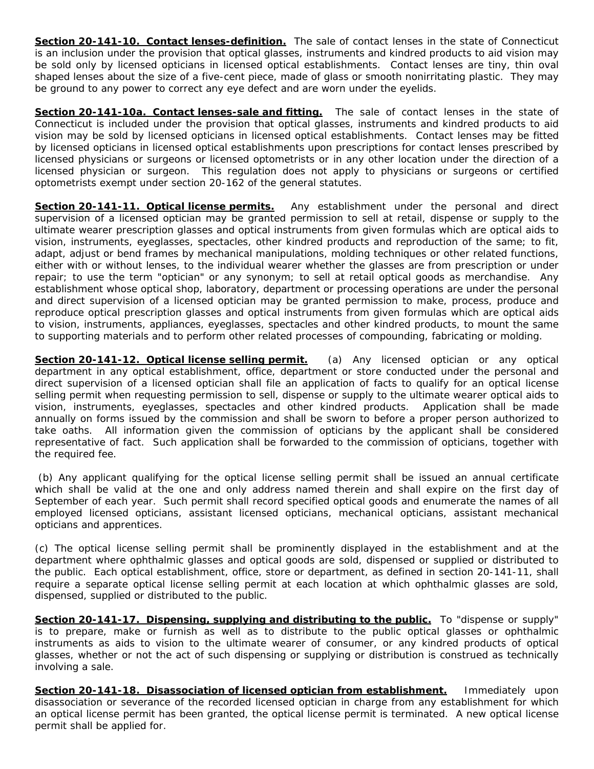**Section 20-141-10. Contact lenses-definition.** The sale of contact lenses in the state of Connecticut is an inclusion under the provision that optical glasses, instruments and kindred products to aid vision may be sold only by licensed opticians in licensed optical establishments. Contact lenses are tiny, thin oval shaped lenses about the size of a five-cent piece, made of glass or smooth nonirritating plastic. They may be ground to any power to correct any eye defect and are worn under the eyelids.

**Section 20-141-10a. Contact lenses-sale and fitting.** The sale of contact lenses in the state of Connecticut is included under the provision that optical glasses, instruments and kindred products to aid vision may be sold by licensed opticians in licensed optical establishments. Contact lenses may be fitted by licensed opticians in licensed optical establishments upon prescriptions for contact lenses prescribed by licensed physicians or surgeons or licensed optometrists or in any other location under the direction of a licensed physician or surgeon. This regulation does not apply to physicians or surgeons or certified optometrists exempt under section 20-162 of the general statutes.

**Section 20-141-11. Optical license permits.** Any establishment under the personal and direct supervision of a licensed optician may be granted permission to sell at retail, dispense or supply to the ultimate wearer prescription glasses and optical instruments from given formulas which are optical aids to vision, instruments, eyeglasses, spectacles, other kindred products and reproduction of the same; to fit, adapt, adjust or bend frames by mechanical manipulations, molding techniques or other related functions, either with or without lenses, to the individual wearer whether the glasses are from prescription or under repair; to use the term "optician" or any synonym; to sell at retail optical goods as merchandise. Any establishment whose optical shop, laboratory, department or processing operations are under the personal and direct supervision of a licensed optician may be granted permission to make, process, produce and reproduce optical prescription glasses and optical instruments from given formulas which are optical aids to vision, instruments, appliances, eyeglasses, spectacles and other kindred products, to mount the same to supporting materials and to perform other related processes of compounding, fabricating or molding.

**Section 20-141-12. Optical license selling permit.** (a) Any licensed optician or any optical department in any optical establishment, office, department or store conducted under the personal and direct supervision of a licensed optician shall file an application of facts to qualify for an optical license selling permit when requesting permission to sell, dispense or supply to the ultimate wearer optical aids to vision, instruments, eyeglasses, spectacles and other kindred products. Application shall be made annually on forms issued by the commission and shall be sworn to before a proper person authorized to take oaths. All information given the commission of opticians by the applicant shall be considered representative of fact. Such application shall be forwarded to the commission of opticians, together with the required fee.

(b) Any applicant qualifying for the optical license selling permit shall be issued an annual certificate which shall be valid at the one and only address named therein and shall expire on the first day of September of each year. Such permit shall record specified optical goods and enumerate the names of all employed licensed opticians, assistant licensed opticians, mechanical opticians, assistant mechanical opticians and apprentices.

(c) The optical license selling permit shall be prominently displayed in the establishment and at the department where ophthalmic glasses and optical goods are sold, dispensed or supplied or distributed to the public. Each optical establishment, office, store or department, as defined in section 20-141-11, shall require a separate optical license selling permit at each location at which ophthalmic glasses are sold, dispensed, supplied or distributed to the public.

**Section 20-141-17. Dispensing, supplying and distributing to the public.** To "dispense or supply" is to prepare, make or furnish as well as to distribute to the public optical glasses or ophthalmic instruments as aids to vision to the ultimate wearer of consumer, or any kindred products of optical glasses, whether or not the act of such dispensing or supplying or distribution is construed as technically involving a sale.

**Section 20-141-18. Disassociation of licensed optician from establishment.** Immediately upon disassociation or severance of the recorded licensed optician in charge from any establishment for which an optical license permit has been granted, the optical license permit is terminated. A new optical license permit shall be applied for.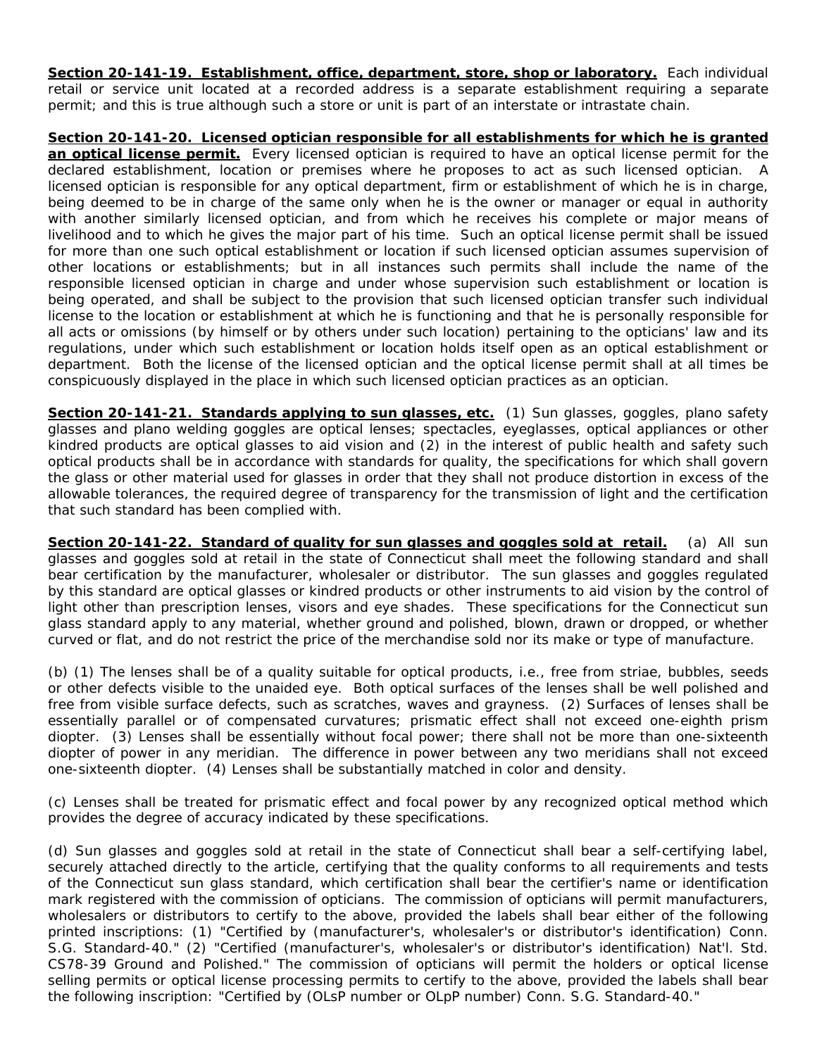**Section 20-141-19. Establishment, office, department, store, shop or laboratory.** Each individual retail or service unit located at a recorded address is a separate establishment requiring a separate permit; and this is true although such a store or unit is part of an interstate or intrastate chain.

**Section 20-141-20. Licensed optician responsible for all establishments for which he is granted an optical license permit.** Every licensed optician is required to have an optical license permit for the declared establishment, location or premises where he proposes to act as such licensed optician. A licensed optician is responsible for any optical department, firm or establishment of which he is in charge, being deemed to be in charge of the same only when he is the owner or manager or equal in authority with another similarly licensed optician, and from which he receives his complete or major means of livelihood and to which he gives the major part of his time. Such an optical license permit shall be issued for more than one such optical establishment or location if such licensed optician assumes supervision of other locations or establishments; but in all instances such permits shall include the name of the responsible licensed optician in charge and under whose supervision such establishment or location is being operated, and shall be subject to the provision that such licensed optician transfer such individual license to the location or establishment at which he is functioning and that he is personally responsible for all acts or omissions (by himself or by others under such location) pertaining to the opticians' law and its regulations, under which such establishment or location holds itself open as an optical establishment or department. Both the license of the licensed optician and the optical license permit shall at all times be conspicuously displayed in the place in which such licensed optician practices as an optician.

**Section 20-141-21. Standards applying to sun glasses, etc.** (1) Sun glasses, goggles, plano safety glasses and plano welding goggles are optical lenses; spectacles, eyeglasses, optical appliances or other kindred products are optical glasses to aid vision and (2) in the interest of public health and safety such optical products shall be in accordance with standards for quality, the specifications for which shall govern the glass or other material used for glasses in order that they shall not produce distortion in excess of the allowable tolerances, the required degree of transparency for the transmission of light and the certification that such standard has been complied with.

**Section 20-141-22. Standard of quality for sun glasses and goggles sold at retail.** (a) All sun glasses and goggles sold at retail in the state of Connecticut shall meet the following standard and shall bear certification by the manufacturer, wholesaler or distributor. The sun glasses and goggles regulated by this standard are optical glasses or kindred products or other instruments to aid vision by the control of light other than prescription lenses, visors and eye shades. These specifications for the Connecticut sun glass standard apply to any material, whether ground and polished, blown, drawn or dropped, or whether curved or flat, and do not restrict the price of the merchandise sold nor its make or type of manufacture.

(b) (1) The lenses shall be of a quality suitable for optical products, i.e., free from striae, bubbles, seeds or other defects visible to the unaided eye. Both optical surfaces of the lenses shall be well polished and free from visible surface defects, such as scratches, waves and grayness. (2) Surfaces of lenses shall be essentially parallel or of compensated curvatures; prismatic effect shall not exceed one-eighth prism diopter. (3) Lenses shall be essentially without focal power; there shall not be more than one-sixteenth diopter of power in any meridian. The difference in power between any two meridians shall not exceed one-sixteenth diopter. (4) Lenses shall be substantially matched in color and density.

(c) Lenses shall be treated for prismatic effect and focal power by any recognized optical method which provides the degree of accuracy indicated by these specifications.

(d) Sun glasses and goggles sold at retail in the state of Connecticut shall bear a self-certifying label, securely attached directly to the article, certifying that the quality conforms to all requirements and tests of the Connecticut sun glass standard, which certification shall bear the certifier's name or identification mark registered with the commission of opticians. The commission of opticians will permit manufacturers, wholesalers or distributors to certify to the above, provided the labels shall bear either of the following printed inscriptions: (1) "Certified by (manufacturer's, wholesaler's or distributor's identification) Conn. S.G. Standard-40." (2) "Certified (manufacturer's, wholesaler's or distributor's identification) Nat'l. Std. CS78-39 Ground and Polished." The commission of opticians will permit the holders or optical license selling permits or optical license processing permits to certify to the above, provided the labels shall bear the following inscription: "Certified by (OLsP number or OLpP number) Conn. S.G. Standard-40."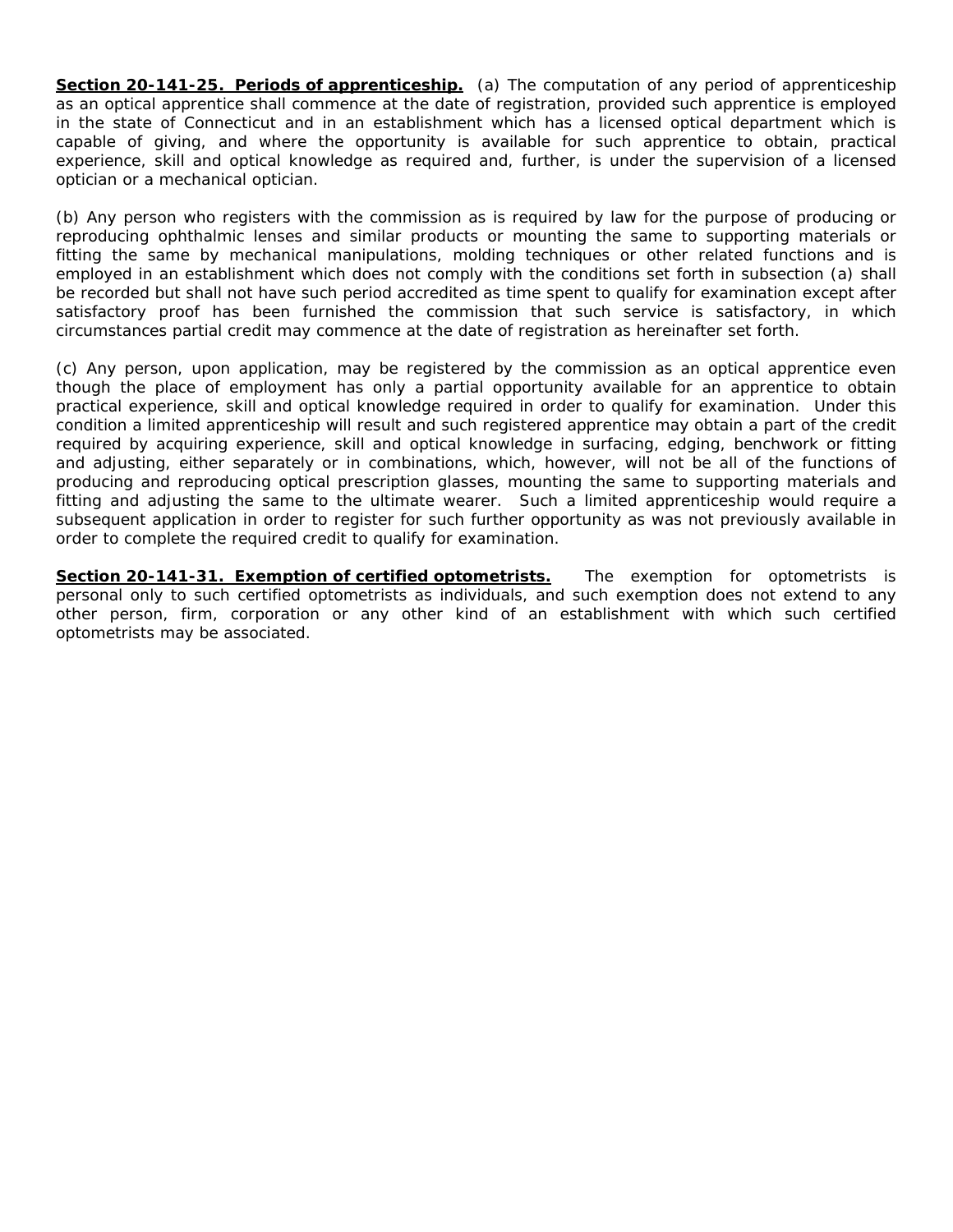**Section 20-141-25. Periods of apprenticeship.** (a) The computation of any period of apprenticeship as an optical apprentice shall commence at the date of registration, provided such apprentice is employed in the state of Connecticut and in an establishment which has a licensed optical department which is capable of giving, and where the opportunity is available for such apprentice to obtain, practical experience, skill and optical knowledge as required and, further, is under the supervision of a licensed optician or a mechanical optician.

(b) Any person who registers with the commission as is required by law for the purpose of producing or reproducing ophthalmic lenses and similar products or mounting the same to supporting materials or fitting the same by mechanical manipulations, molding techniques or other related functions and is employed in an establishment which does not comply with the conditions set forth in subsection (a) shall be recorded but shall not have such period accredited as time spent to qualify for examination except after satisfactory proof has been furnished the commission that such service is satisfactory, in which circumstances partial credit may commence at the date of registration as hereinafter set forth.

(c) Any person, upon application, may be registered by the commission as an optical apprentice even though the place of employment has only a partial opportunity available for an apprentice to obtain practical experience, skill and optical knowledge required in order to qualify for examination. Under this condition a limited apprenticeship will result and such registered apprentice may obtain a part of the credit required by acquiring experience, skill and optical knowledge in surfacing, edging, benchwork or fitting and adjusting, either separately or in combinations, which, however, will not be all of the functions of producing and reproducing optical prescription glasses, mounting the same to supporting materials and fitting and adjusting the same to the ultimate wearer. Such a limited apprenticeship would require a subsequent application in order to register for such further opportunity as was not previously available in order to complete the required credit to qualify for examination.

**Section 20-141-31. Exemption of certified optometrists.** The exemption for optometrists is personal only to such certified optometrists as individuals, and such exemption does not extend to any other person, firm, corporation or any other kind of an establishment with which such certified optometrists may be associated.